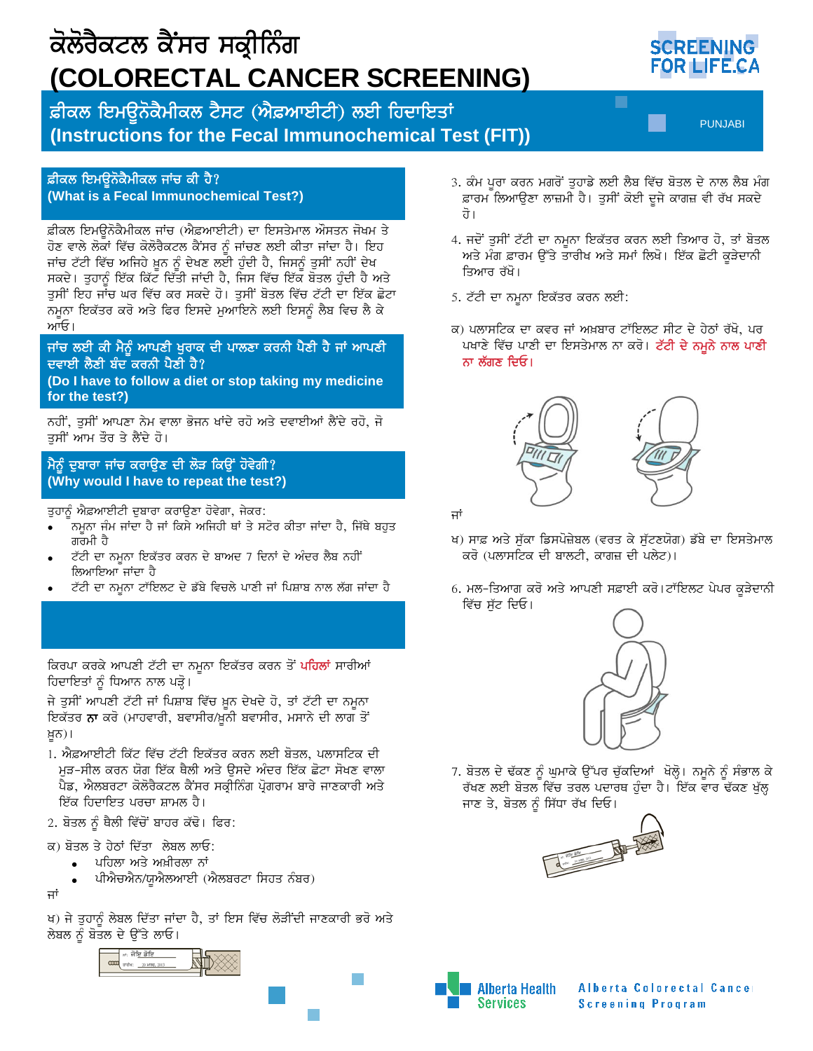# ਕੋਲੋਰੈਕਟਲ ਕੈਂਸਰ ਸਕ੍ਰੀਨਿੰਗ (COLORECTAL CANCER SCREENING)

SCREENING FOR LIFE.CA

## ਫ਼ੀਕਲ ਇਮਊਨੋਕੈਮੀਕਲ ਟੈਸਟ (ਐਫ਼ਆਈਟੀ) ਲਈ ਹਿਦਾਇਤਾਂ (Instructions for the Fecal Immunochemical Test (FIT))

PUNJABI

### ਫ਼ੀਕਲ ਇਮਊਨੋਕੈਮੀਕਲ ਜਾਂਚ ਕੀ ਹੈ? (What is a Fecal Immunochemical Test?)

ਫ਼ੀਕਲ ਇਮਊਨੋਕੈਮੀਕਲ ਜਾਂਚ (ਐਫ਼ਆਈਟੀ) ਦਾ ਇਸਤੇਮਾਲ ਔਸਤਨ ਜੋਖਮ ਤੇ ਹੋਣ ਵਾਲੇ ਲੋਕਾਂ ਵਿੱਚ ਕੋਲੋਰੈਕਟਲ ਕੈਂਸਰ ਨੂੰ ਜਾਂਚਣ ਲਈ ਕੀਤਾ ਜਾਂਦਾ ਹੈ। ਇਹ ਜਾਂਚ ਟੱਟੀ ਵਿੱਚ ਅਜਿਹੇ ਖ਼ੂਨ ਨੂੰ ਦੇਖਣ ਲਈ ਹੁੰਦੀ ਹੈ, ਜਿਸਨੂੰ ਤੁਸੀਂ ਨਹੀਂ ਦੇਖ ਸਕਦੇ। ਤੁਹਾਨੂੰ ਇੱਕ ਕਿੱਟ ਦਿੱਤੀ ਜਾਂਦੀ ਹੈ, ਜਿਸ ਵਿੱਚ ਇੱਕ ਬੋਤਲ ਹੁੰਦੀ ਹੈ ਅਤੇ ਤੁਸੀਂ ਇਹ ਜਾਂਚ ਘਰ ਵਿੱਚ ਕਰ ਸਕਦੇ ਹੋ। ਤੁਸੀਂ ਬੋਤਲ ਵਿੱਚ ਟੱਟੀ ਦਾ ਇੱਕ ਛੋਟਾ ਨਮੂਨਾ ਇਕੱਤਰ ਕਰੋ ਅਤੇ ਫਿਰ ਇਸਦੇ ਮੁਆਇਨੇ ਲਈ ਇਸਨੂੰ ਲੈਬ ਵਿਚ ਲੈ ਕੇ ਆਓ।

### ਜਾਂਚ ਲਈ ਕੀ ਮੈਨੂੰ ਆਪਣੀ ਖ਼ੁਰਾਕ ਦੀ ਪਾਲਣਾ ਕਰਨੀ ਪੈਣੀ ਹੈ ਜਾਂ ਆਪਣੀ ਦਵਾਈ ਲੈਣੀ ਬੰਦ ਕਰਨੀ ਪੈਣੀ ਹੈ? (Do I have to follow a diet or stop taking my medicine for the test?)

ਨਹੀਂ, ਤੁਸੀਂ ਆਪਣਾ ਨੇਮ ਵਾਲਾ ਭੋਜਨ ਖਾਂਦੇ ਰਹੋ ਅਤੇ ਦਵਾਈਆਂ ਲੈਂਦੇ ਰਹੋ, ਜੋ ਤੁਸੀਂ ਆਮ ਤੌਰ ਤੇ ਲੈਂਦੇ ਹੋ।

### ਮੈਨੂੰ ਦੁਬਾਰਾ ਜਾਂਚ ਕਰਾਉਣ ਦੀ ਲੋੜ ਕਿਉਂ ਹੋਵੇਗੀ? (Why would I have to repeat the test?)

ਤੁਹਾਨੂੰ ਐਫ਼ਆਈਟੀ ਦੁਬਾਰਾ ਕਰਾਉਣਾ ਹੋਵੇਗਾ, ਜੇਕਰ:

- ਨਮੂਨਾ ਜੰਮ ਜਾਂਦਾ ਹੈ ਜਾਂ ਕਿਸੇ ਅਜਿਹੀ ਥਾਂ ਤੇ ਸਟੋਰ ਕੀਤਾ ਜਾਂਦਾ ਹੈ, ਜਿੱਥੇ ਬਹੁਤ ਗਰਮੀ ਹੈ
- ਟੱਟੀ ਦਾ ਨਮੂਨਾ ਇਕੱਤਰ ਕਰਨ ਦੇ ਬਾਅਦ 7 ਦਿਨਾਂ ਦੇ ਅੰਦਰ ਲੈਬ ਨਹੀਂ ਲਿਆਇਆ ਜਾਂਦਾ ਹੈ
- ਟੱਟੀ ਦਾ ਨਮੂਨਾ ਟਾਇਲਟ ਦੇ ਡੱਬੇ ਵਿਚਲੇ ਪਾਣੀ ਜਾਂ ਪਿਸ਼ਾਬ ਨਾਲ ਲੱਗ ਜਾਂਦਾ ਹੈ

ਕਿਰਪਾ ਕਰਕੇ ਆਪਣੀ ਟੱਟੀ ਦਾ ਨਮੂਨਾ ਇਕੱਤਰ ਕਰਨ ਤੋਂ **ਪਹਿਲਾਂ** ਸਾਰੀਆਂ ਹਿਦਾਇਤਾਂ ਨੂੰ ਧਿਆਨ ਨਾਲ ਪੜ੍ਹੋ।

ਜੇ ਤੁਸੀਂ ਆਪਣੀ ਟੱਟੀ ਜਾਂ ਪਿਸ਼ਾਬ ਵਿੱਚ ਖ਼ੂਨ ਦੇਖਦੇ ਹੋ, ਤਾਂ ਟੱਟੀ ਦਾ ਨਮੂਨਾ ਇਕੱਤਰ **ਨਾ** ਕਰੋ (ਮਾਹਵਾਰੀ, ਬਵਾਸੀਰ/ਖ਼ੂਨੀ ਬਵਾਸੀਰ, ਮਸਾਨੇ ਦੀ ਲਾਗ ਤੋਂ ਖ਼ੂਨ)।

1. ਐਫ਼ਆਈਟੀ ਕਿੱਟ ਵਿੱਚ ਟੱਟੀ ਇਕੱਤਰ ਕਰਨ ਲਈ ਬੋਤਲ, ਪਲਾਸਟਿਕ ਦੀ ਮੁੜ-ਸੀਲ ਕਰਨ ਯੋਗ ਇੱਕ ਥੈਲੀ ਅਤੇ ਉਸਦੇ ਅੰਦਰ ਇੱਕ ਛੋਟਾ ਸੋਖਣ ਵਾਲਾ ਪੈਡ, ਐਲਬਰਟਾ ਕੋਲੋਰੈਕਟਲ ਕੈਂਸਰ ਸਕ੍ਰੀਨਿੰਗ ਪ੍ਰੋਗਰਾਮ ਬਾਰੇ ਜਾਣਕਾਰੀ ਅਤੇ ਇੱਕ ਹਿਦਾਇਤ ਪਰਚਾ ਸ਼ਾਮਲ ਹੈ।
2. ਬੋਤਲ ਨੂੰ ਥੈਲੀ ਵਿੱਚੋਂ ਬਾਹਰ ਕੱਢੋ। ਫਿਰ:

ੳ) ਬੋਤਲ ਤੇ ਹੇਠਾਂ ਦਿੱਤਾ ਲੇਬਲ ਲਾਓ:

- ਪਹਿਲਾ ਅਤੇ ਅਖ਼ੀਰਲਾ ਨਾਂ
- ਪੀਐਚਐਨ/ਯੂਐਲਆਈ (ਐਲਬਰਟਾ ਸਿਹਤ ਨੰਬਰ)

ਜਾਂ

ਅ) ਜੇ ਤੁਹਾਨੂੰ ਲੇਬਲ ਦਿੱਤਾ ਜਾਂਦਾ ਹੈ, ਤਾਂ ਇਸ ਵਿੱਚ ਲੋੜੀਂਦੀ ਜਾਣਕਾਰੀ ਭਰੋ ਅਤੇ ਲੇਬਲ ਨੂੰ ਬੋਤਲ ਦੇ ਉੱਤੇ ਲਾਓ।

3. ਕੰਮ ਪੂਰਾ ਕਰਨ ਮਗਰੋਂ ਤੁਹਾਡੇ ਲਈ ਲੈਬ ਵਿੱਚ ਬੋਤਲ ਦੇ ਨਾਲ ਲੈਬ ਮੰਗ ਫ਼ਾਰਮ ਲਿਆਉਣਾ ਲਾਜ਼ਮੀ ਹੈ। ਤੁਸੀਂ ਕੋਈ ਦੂਜੇ ਕਾਗਜ਼ ਵੀ ਰੱਖ ਸਕਦੇ ਹੋ।
4. ਜਦੋਂ ਤੁਸੀਂ ਟੱਟੀ ਦਾ ਨਮੂਨਾ ਇਕੱਤਰ ਕਰਨ ਲਈ ਤਿਆਰ ਹੋ, ਤਾਂ ਬੋਤਲ ਅਤੇ ਮੰਗ ਫ਼ਾਰਮ ਉੱਤੇ ਤਾਰੀਖ ਅਤੇ ਸਮਾਂ ਲਿਖੋ। ਇੱਕ ਛੋਟੀ ਕੂੜੇਦਾਨੀ ਤਿਆਰ ਰੱਖੋ।
5. ਟੱਟੀ ਦਾ ਨਮੂਨਾ ਇਕੱਤਰ ਕਰਨ ਲਈ:

ੳ) ਪਲਾਸਟਿਕ ਦਾ ਕਵਰ ਜਾਂ ਅਖ਼ਬਾਰ ਟਾਇਲਟ ਸੀਟ ਦੇ ਹੇਠਾਂ ਰੱਖੋ, ਪਰ ਪਖਾਣੇ ਵਿੱਚ ਪਾਣੀ ਦਾ ਇਸਤੇਮਾਲ ਨਾ ਕਰੋ। **ਟੱਟੀ ਦੇ ਨਮੂਨੇ ਨਾਲ ਪਾਣੀ ਨਾ ਲੱਗਣ ਦਿਓ।**

ਜਾਂ

ਅ) ਸਾਫ਼ ਅਤੇ ਸੁੱਕਾ ਡਿਸਪੋਜ਼ੇਬਲ (ਵਰਤ ਕੇ ਸੁੱਟਣਯੋਗ) ਡੱਬੇ ਦਾ ਇਸਤੇਮਾਲ ਕਰੋ (ਪਲਾਸਟਿਕ ਦੀ ਬਾਲਟੀ, ਕਾਗਜ਼ ਦੀ ਪਲੇਟ)।

6. ਮਲ-ਤਿਆਗ ਕਰੋ ਅਤੇ ਆਪਣੀ ਸਫ਼ਾਈ ਕਰੋ। ਟਾਇਲਟ ਪੇਪਰ ਕੂੜੇਦਾਨੀ ਵਿੱਚ ਸੁੱਟ ਦਿਓ।
7. ਬੋਤਲ ਦੇ ਢੱਕਣ ਨੂੰ ਘੁਮਾਕੇ ਉੱਪਰ ਚੁੱਕਦਿਆਂ ਖੋਲ੍ਹੋ। ਨਮੂਨੇ ਨੂੰ ਸੰਭਾਲ ਕੇ ਰੱਖਣ ਲਈ ਬੋਤਲ ਵਿੱਚ ਤਰਲ ਪਦਾਰਥ ਹੁੰਦਾ ਹੈ। ਇੱਕ ਵਾਰ ਢੱਕਣ ਖੁੱਲ੍ਹ ਜਾਣ ਤੇ, ਬੋਤਲ ਨੂੰ ਸਿੱਧਾ ਰੱਖ ਦਿਓ।

Alberta Health Services

Alberta Colorectal Cancer Screening Program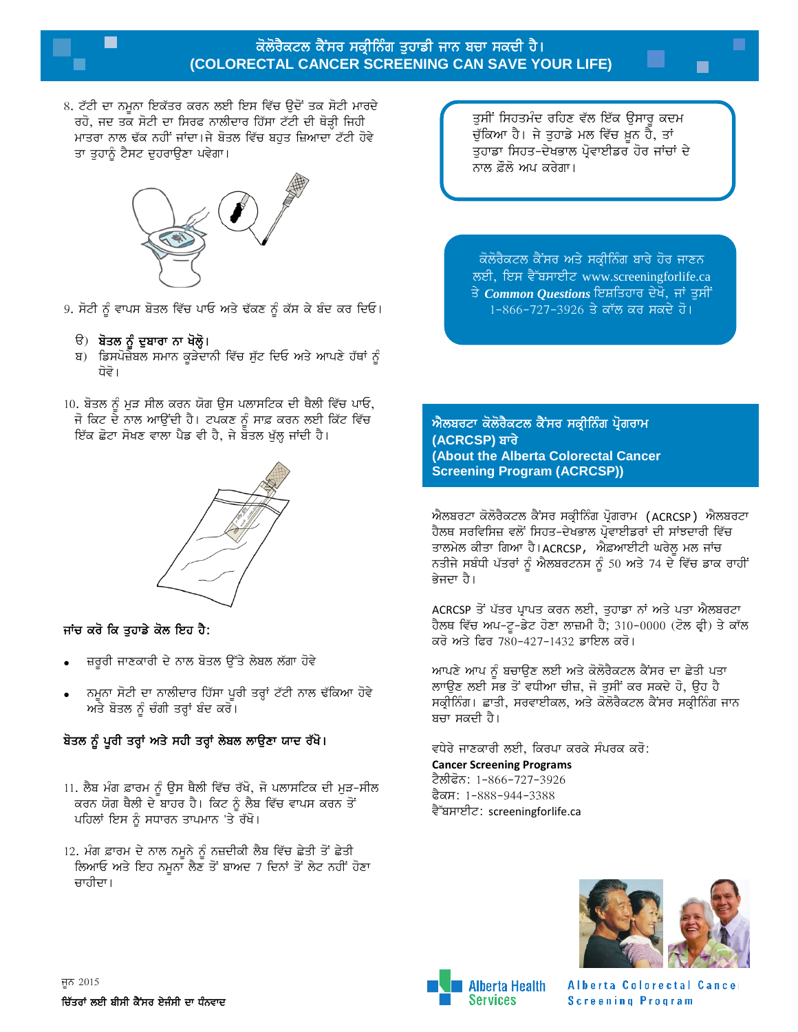# ਕੋਲੋਰੈਕਟਲ ਕੈਂਸਰ ਸਕ੍ਰੀਨਿੰਗ ਤੁਹਾਡੀ ਜਾਨ ਬਚਾ ਸਕਦੀ ਹੈ।
# (COLORECTAL CANCER SCREENING CAN SAVE YOUR LIFE)

8. ਟੱਟੀ ਦਾ ਨਮੂਨਾ ਇਕੱਤਰ ਕਰਨ ਲਈ ਇਸ ਵਿੱਚ ਉਦੋਂ ਤਕ ਸੋਟੀ ਮਾਰਦੇ ਰਹੋ, ਜਦ ਤਕ ਸੋਟੀ ਦਾ ਸਿਰਫ ਨਾਲੀਦਾਰ ਹਿੱਸਾ ਟੱਟੀ ਦੀ ਥੋੜ੍ਹੀ ਜਿਹੀ ਮਾਤਰਾ ਨਾਲ ਢੱਕ ਨਹੀਂ ਜਾਂਦਾ। ਜੇ ਬੋਤਲ ਵਿੱਚ ਬਹੁਤ ਜ਼ਿਆਦਾ ਟੱਟੀ ਹੋਵੇ ਤਾ ਤੁਹਾਨੂੰ ਟੈਸਟ ਦੁਹਰਾਉਣਾ ਪਵੇਗਾ।

9. ਸੋਟੀ ਨੂੰ ਵਾਪਸ ਬੋਤਲ ਵਿੱਚ ਪਾਓ ਅਤੇ ਢੱਕਣ ਨੂੰ ਕੱਸ ਕੇ ਬੰਦ ਕਰ ਦਿਓ।
   - ੳ) **ਬੋਤਲ ਨੂੰ ਦੁਬਾਰਾ ਨਾ ਖੋਲ੍ਹੋ।**
   - ਬ) ਡਿਸਪੋਜ਼ੇਬਲ ਸਮਾਨ ਕੂੜੇਦਾਨੀ ਵਿੱਚ ਸੁੱਟ ਦਿਓ ਅਤੇ ਆਪਣੇ ਹੱਥਾਂ ਨੂੰ ਧੋਵੋ।

10. ਬੋਤਲ ਨੂੰ ਮੁੜ ਸੀਲ ਕਰਨ ਯੋਗ ਉਸ ਪਲਾਸਟਿਕ ਦੀ ਥੈਲੀ ਵਿੱਚ ਪਾਓ, ਜੋ ਕਿਟ ਦੇ ਨਾਲ ਆਉਂਦੀ ਹੈ। ਟਪਕਣ ਨੂੰ ਸਾਫ਼ ਕਰਨ ਲਈ ਕਿੱਟ ਵਿੱਚ ਇੱਕ ਛੋਟਾ ਸੋਖਣ ਵਾਲਾ ਪੈਡ ਵੀ ਹੈ, ਜੇ ਬੋਤਲ ਖੁੱਲ੍ਹ ਜਾਂਦੀ ਹੈ।

**ਜਾਂਚ ਕਰੋ ਕਿ ਤੁਹਾਡੇ ਕੋਲ ਇਹ ਹੈ:**

- ਜ਼ਰੂਰੀ ਜਾਣਕਾਰੀ ਦੇ ਨਾਲ ਬੋਤਲ ਉੱਤੇ ਲੇਬਲ ਲੱਗਾ ਹੋਵੇ
- ਨਮੂਨਾ ਸੋਟੀ ਦਾ ਨਾਲੀਦਾਰ ਹਿੱਸਾ ਪੂਰੀ ਤਰ੍ਹਾਂ ਟੱਟੀ ਨਾਲ ਢੱਕਿਆ ਹੋਵੇ ਅਤੇ ਬੋਤਲ ਨੂੰ ਚੰਗੀ ਤਰ੍ਹਾਂ ਬੰਦ ਕਰੋ।

**ਬੋਤਲ ਨੂੰ ਪੂਰੀ ਤਰ੍ਹਾਂ ਅਤੇ ਸਹੀ ਤਰ੍ਹਾਂ ਲੇਬਲ ਲਾਉਣਾ ਯਾਦ ਰੱਖੋ।**

11. ਲੈਬ ਮੰਗ ਫ਼ਾਰਮ ਨੂੰ ਉਸ ਥੈਲੀ ਵਿੱਚ ਰੱਖੋ, ਜੋ ਪਲਾਸਟਿਕ ਦੀ ਮੁੜ-ਸੀਲ ਕਰਨ ਯੋਗ ਥੈਲੀ ਦੇ ਬਾਹਰ ਹੈ। ਕਿਟ ਨੂੰ ਲੈਬ ਵਿੱਚ ਵਾਪਸ ਕਰਨ ਤੋਂ ਪਹਿਲਾਂ ਇਸ ਨੂੰ ਸਧਾਰਨ ਤਾਪਮਾਨ 'ਤੇ ਰੱਖੋ।

12. ਮੰਗ ਫ਼ਾਰਮ ਦੇ ਨਾਲ ਨਮੂਨੇ ਨੂੰ ਨਜ਼ਦੀਕੀ ਲੈਬ ਵਿੱਚ ਛੇਤੀ ਤੋਂ ਛੇਤੀ ਲਿਆਓ ਅਤੇ ਇਹ ਨਮੂਨਾ ਲੈਣ ਤੋਂ ਬਾਅਦ 7 ਦਿਨਾਂ ਤੋਂ ਲੇਟ ਨਹੀਂ ਹੋਣਾ ਚਾਹੀਦਾ।

ਤੁਸੀਂ ਸਿਹਤਮੰਦ ਰਹਿਣ ਵੱਲ ਇੱਕ ਉਸਾਰੂ ਕਦਮ ਚੁੱਕਿਆ ਹੈ। ਜੇ ਤੁਹਾਡੇ ਮਲ ਵਿੱਚ ਖ਼ੂਨ ਹੈ, ਤਾਂ ਤੁਹਾਡਾ ਸਿਹਤ-ਦੇਖਭਾਲ ਪ੍ਰੋਵਾਈਡਰ ਹੋਰ ਜਾਂਚਾਂ ਦੇ ਨਾਲ ਫ਼ੌਲੋ ਅਪ ਕਰੇਗਾ।

ਕੋਲੋਰੈਕਟਲ ਕੈਂਸਰ ਅਤੇ ਸਕ੍ਰੀਨਿੰਗ ਬਾਰੇ ਹੋਰ ਜਾਣਨ ਲਈ, ਇਸ ਵੈੱਬਸਾਈਟ www.screeningforlife.ca ਤੇ ***Common Questions*** ਇਸ਼ਤਿਹਾਰ ਦੇਖੋ, ਜਾਂ ਤੁਸੀਂ 1-866-727-3926 ਤੇ ਕਾੱਲ ਕਰ ਸਕਦੇ ਹੋ।

## ਐਲਬਰਟਾ ਕੋਲੋਰੈਕਟਲ ਕੈਂਸਰ ਸਕ੍ਰੀਨਿੰਗ ਪ੍ਰੋਗਰਾਮ (ACRCSP) ਬਾਰੇ (About the Alberta Colorectal Cancer Screening Program (ACRCSP))

ਐਲਬਰਟਾ ਕੋਲੋਰੈਕਟਲ ਕੈਂਸਰ ਸਕ੍ਰੀਨਿੰਗ ਪ੍ਰੋਗਰਾਮ (ACRCSP) ਐਲਬਰਟਾ ਹੈਲਥ ਸਰਵਿਸਿਜ਼ ਵਲੋਂ ਸਿਹਤ-ਦੇਖਭਾਲ ਪ੍ਰੋਵਾਈਡਰਾਂ ਦੀ ਸਾਂਝਦਾਰੀ ਵਿੱਚ ਤਾਲਮੇਲ ਕੀਤਾ ਗਿਆ ਹੈ। ACRCSP, ਐਫ਼ਆਈਟੀ ਘਰੇਲੂ ਮਲ ਜਾਂਚ ਨਤੀਜੇ ਸਬੰਧੀ ਪੱਤਰਾਂ ਨੂੰ ਐਲਬਰਟਨਸ ਨੂੰ 50 ਅਤੇ 74 ਦੇ ਵਿੱਚ ਡਾਕ ਰਾਹੀਂ ਭੇਜਦਾ ਹੈ।

ACRCSP ਤੋਂ ਪੱਤਰ ਪ੍ਰਾਪਤ ਕਰਨ ਲਈ, ਤੁਹਾਡਾ ਨਾਂ ਅਤੇ ਪਤਾ ਐਲਬਰਟਾ ਹੈਲਥ ਵਿੱਚ ਅਪ-ਟੂ-ਡੇਟ ਹੋਣਾ ਲਾਜ਼ਮੀ ਹੈ; 310-0000 (ਟੋਲ ਫ੍ਰੀ) ਤੇ ਕਾੱਲ ਕਰੋ ਅਤੇ ਫਿਰ 780-427-1432 ਡਾਇਲ ਕਰੋ।

ਆਪਣੇ ਆਪ ਨੂੰ ਬਚਾਉਣ ਲਈ ਅਤੇ ਕੋਲੋਰੈਕਟਲ ਕੈਂਸਰ ਦਾ ਛੇਤੀ ਪਤਾ ਲਾਉਣ ਲਈ ਸਭ ਤੋਂ ਵਧੀਆ ਚੀਜ਼, ਜੋ ਤੁਸੀਂ ਕਰ ਸਕਦੇ ਹੋ, ਉਹ ਹੈ ਸਕ੍ਰੀਨਿੰਗ। ਛਾਤੀ, ਸਰਵਾਈਕਲ, ਅਤੇ ਕੋਲੋਰੈਕਟਲ ਕੈਂਸਰ ਸਕ੍ਰੀਨਿੰਗ ਜਾਨ ਬਚਾ ਸਕਦੀ ਹੈ।

ਵਧੇਰੇ ਜਾਣਕਾਰੀ ਲਈ, ਕਿਰਪਾ ਕਰਕੇ ਸੰਪਰਕ ਕਰੋ:

**Cancer Screening Programs**
ਟੈਲੀਫੋਨ: 1-866-727-3926
ਫੈਕਸ: 1-888-944-3388
ਵੈੱਬਸਾਈਟ: screeningforlife.ca

Alberta Health Services

Alberta Colorectal Cancer Screening Program

ਜੂਨ 2015

**ਚਿੱਤਰਾਂ ਲਈ ਬੀਸੀ ਕੈਂਸਰ ਏਜੰਸੀ ਦਾ ਧੰਨਵਾਦ**